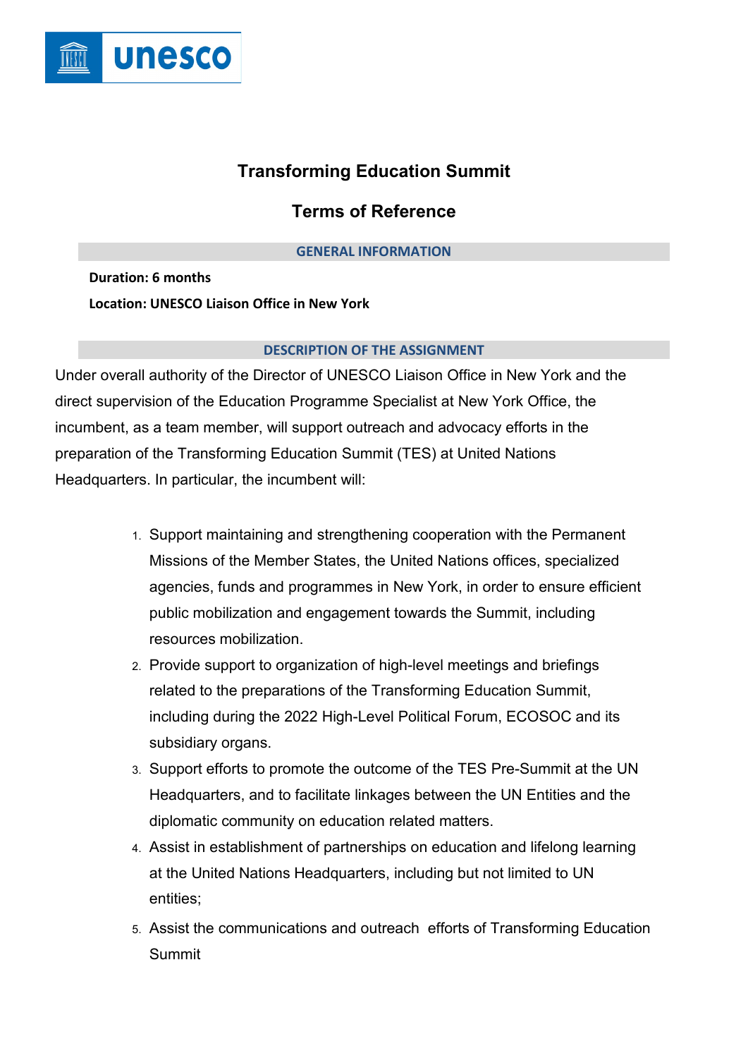# Transforming Education Summit

## Terms of Reference

### GENERAL INFORMATION

**Duration: 6 months**

**Location: UNESCO Liaison Office in New York**

### DESCRIPTION OF THE ASSIGNMENT

Under overall authority of the Director of UNESCO Liaison Office in New York and the direct supervision of the Education Programme Specialist at New York Office, the incumbent, as a team member, will support outreach and advocacy efforts in the preparation of the Transforming Education Summit (TES) at United Nations Headquarters. In particular, the incumbent will:

1. Support maintaining and strengthening cooperation with the Permanent Missions of the Member States, the United Nations offices, specialized agencies, funds and programmes in New York, in order to ensure efficient public mobilization and engagement towards the Summit, including resources mobilization.
2. Provide support to organization of high-level meetings and briefings related to the preparations of the Transforming Education Summit, including during the 2022 High-Level Political Forum, ECOSOC and its subsidiary organs.
3. Support efforts to promote the outcome of the TES Pre-Summit at the UN Headquarters, and to facilitate linkages between the UN Entities and the diplomatic community on education related matters.
4. Assist in establishment of partnerships on education and lifelong learning at the United Nations Headquarters, including but not limited to UN entities;
5. Assist the communications and outreach efforts of Transforming Education Summit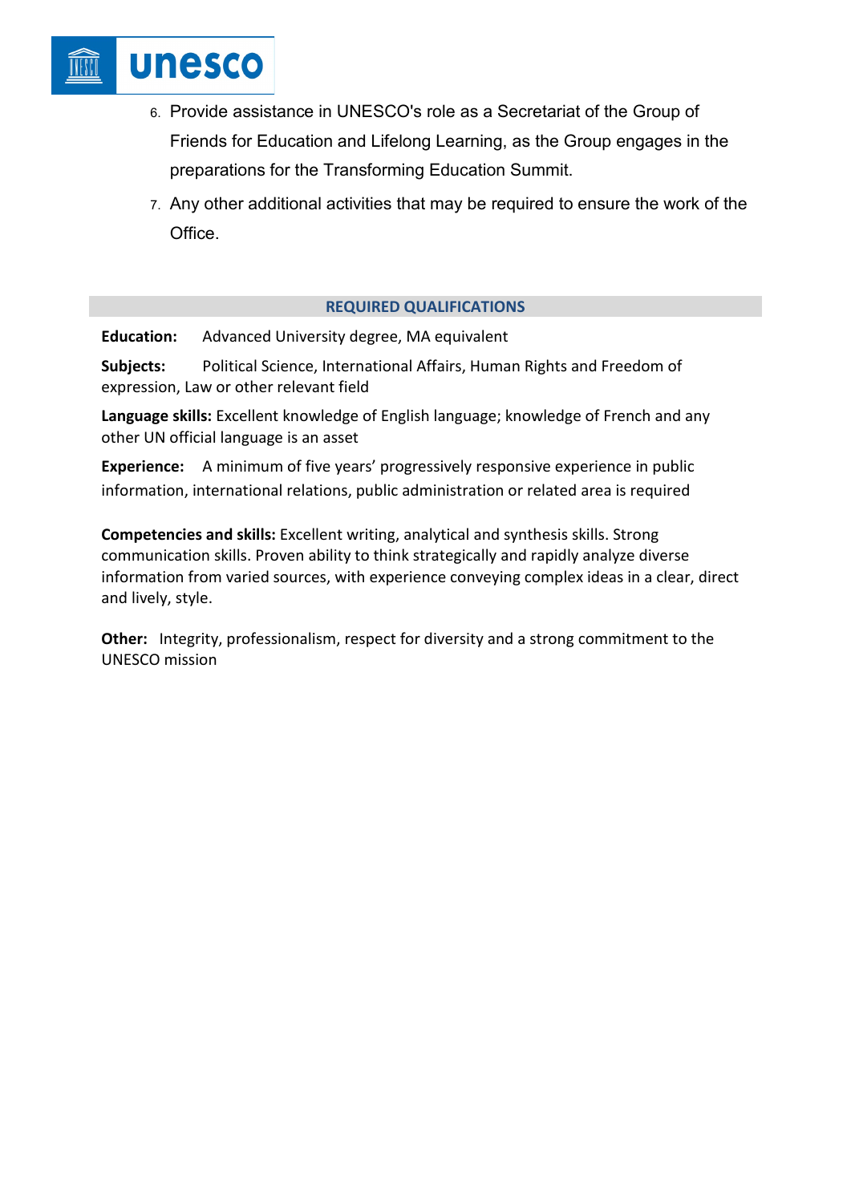6. Provide assistance in UNESCO's role as a Secretariat of the Group of Friends for Education and Lifelong Learning, as the Group engages in the preparations for the Transforming Education Summit.
7. Any other additional activities that may be required to ensure the work of the Office.

## REQUIRED QUALIFICATIONS

**Education:** Advanced University degree, MA equivalent

**Subjects:** Political Science, International Affairs, Human Rights and Freedom of expression, Law or other relevant field

**Language skills:** Excellent knowledge of English language; knowledge of French and any other UN official language is an asset

**Experience:** A minimum of five years' progressively responsive experience in public information, international relations, public administration or related area is required

**Competencies and skills:** Excellent writing, analytical and synthesis skills. Strong communication skills. Proven ability to think strategically and rapidly analyze diverse information from varied sources, with experience conveying complex ideas in a clear, direct and lively, style.

**Other:** Integrity, professionalism, respect for diversity and a strong commitment to the UNESCO mission